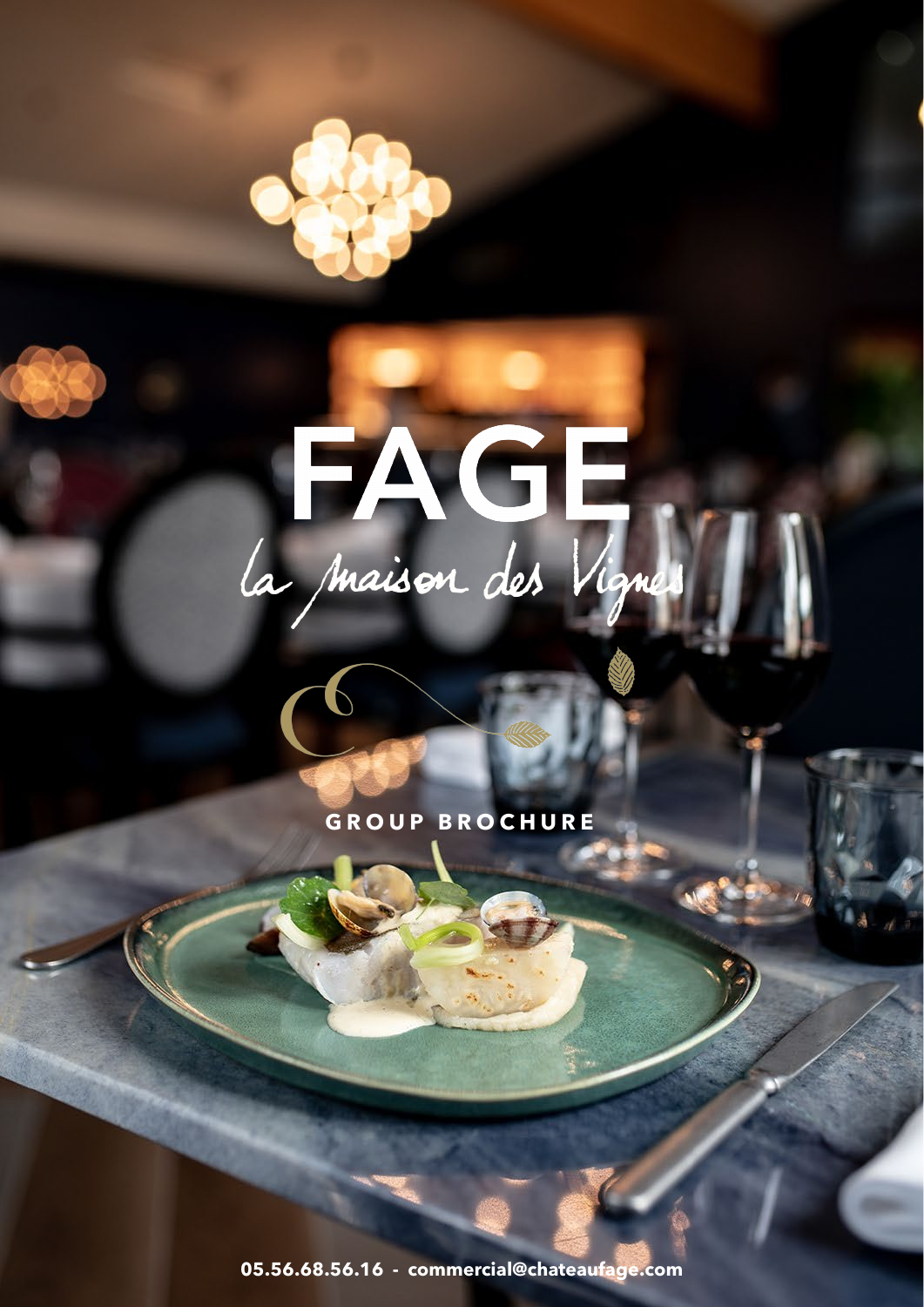# FAGE

*la maison des Vignes*

GROUP BROCHURE

05.56.68.56.16 - commercial@chateaufage.com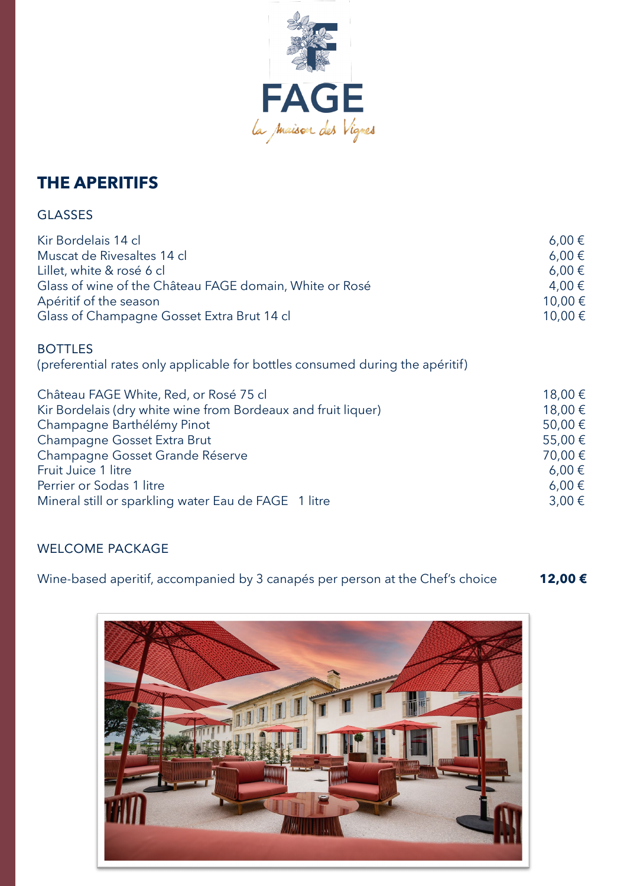FAGE

*la maison des Vignes*

## THE APERITIFS

### GLASSES

| | |
|---|---|
| Kir Bordelais 14 cl | 6,00 € |
| Muscat de Rivesaltes 14 cl | 6,00 € |
| Lillet, white & rosé 6 cl | 6,00 € |
| Glass of wine of the Château FAGE domain, White or Rosé | 4,00 € |
| Apéritif of the season | 10,00 € |
| Glass of Champagne Gosset Extra Brut 14 cl | 10,00 € |

### BOTTLES

(preferential rates only applicable for bottles consumed during the apéritif)

| | |
|---|---|
| Château FAGE White, Red, or Rosé 75 cl | 18,00 € |
| Kir Bordelais (dry white wine from Bordeaux and fruit liquer) | 18,00 € |
| Champagne Barthélémy Pinot | 50,00 € |
| Champagne Gosset Extra Brut | 55,00 € |
| Champagne Gosset Grande Réserve | 70,00 € |
| Fruit Juice 1 litre | 6,00 € |
| Perrier or Sodas 1 litre | 6,00 € |
| Mineral still or sparkling water Eau de FAGE 1 litre | 3,00 € |

### WELCOME PACKAGE

Wine-based aperitif, accompanied by 3 canapés per person at the Chef's choice **12,00 €**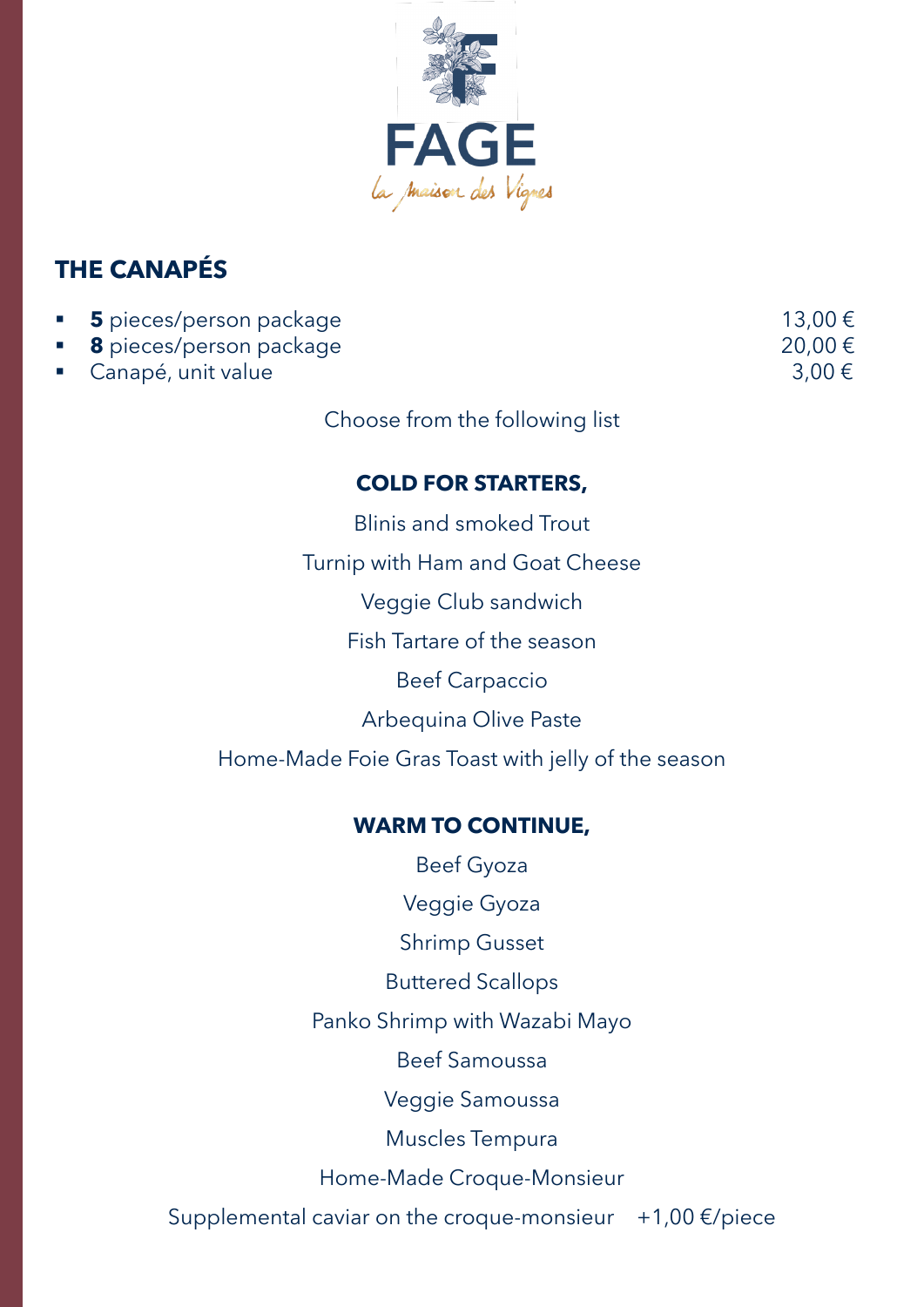FAGE

*la maison des Vignes*

## THE CANAPÉS

- **5** pieces/person package 13,00 €
- **8** pieces/person package 20,00 €
- Canapé, unit value 3,00 €

Choose from the following list

### COLD FOR STARTERS,

Blinis and smoked Trout

Turnip with Ham and Goat Cheese

Veggie Club sandwich

Fish Tartare of the season

Beef Carpaccio

Arbequina Olive Paste

Home-Made Foie Gras Toast with jelly of the season

### WARM TO CONTINUE,

Beef Gyoza

Veggie Gyoza

Shrimp Gusset

Buttered Scallops

Panko Shrimp with Wazabi Mayo

Beef Samoussa

Veggie Samoussa

Muscles Tempura

Home-Made Croque-Monsieur

Supplemental caviar on the croque-monsieur +1,00 €/piece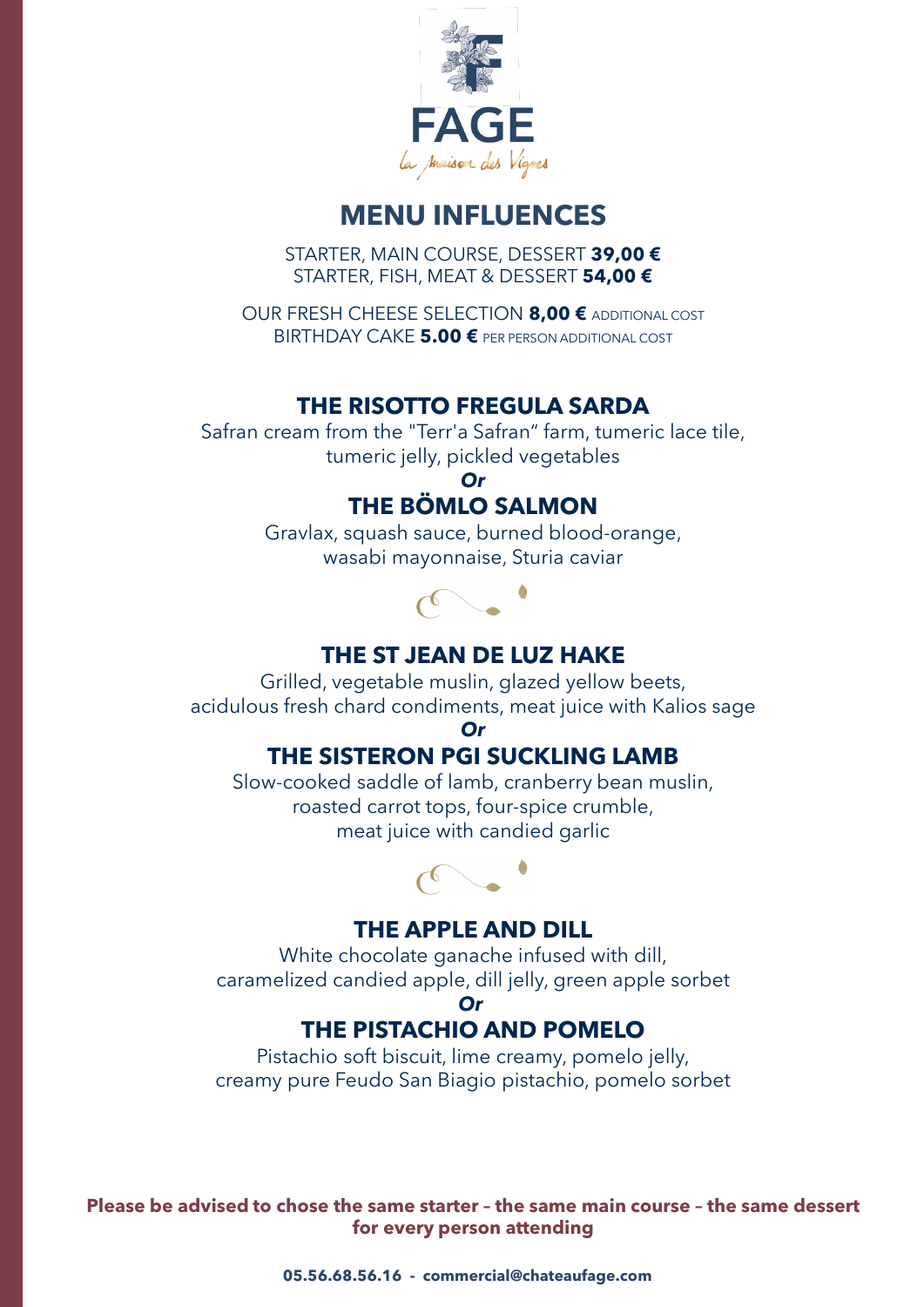FAGE

*la Maison des Vignes*

# MENU INFLUENCES

STARTER, MAIN COURSE, DESSERT **39,00 €**
STARTER, FISH, MEAT & DESSERT **54,00 €**

OUR FRESH CHEESE SELECTION **8,00 €** ADDITIONAL COST
BIRTHDAY CAKE **5.00 €** PER PERSON ADDITIONAL COST

## THE RISOTTO FREGULA SARDA

Safran cream from the "Terr'a Safran" farm, tumeric lace tile, tumeric jelly, pickled vegetables

***Or***

## THE BÖMLO SALMON

Gravlax, squash sauce, burned blood-orange, wasabi mayonnaise, Sturia caviar

## THE ST JEAN DE LUZ HAKE

Grilled, vegetable muslin, glazed yellow beets, acidulous fresh chard condiments, meat juice with Kalios sage

***Or***

## THE SISTERON PGI SUCKLING LAMB

Slow-cooked saddle of lamb, cranberry bean muslin, roasted carrot tops, four-spice crumble, meat juice with candied garlic

## THE APPLE AND DILL

White chocolate ganache infused with dill, caramelized candied apple, dill jelly, green apple sorbet

***Or***

## THE PISTACHIO AND POMELO

Pistachio soft biscuit, lime creamy, pomelo jelly, creamy pure Feudo San Biagio pistachio, pomelo sorbet

**Please be advised to chose the same starter – the same main course – the same dessert for every person attending**

**05.56.68.56.16 - commercial@chateaufage.com**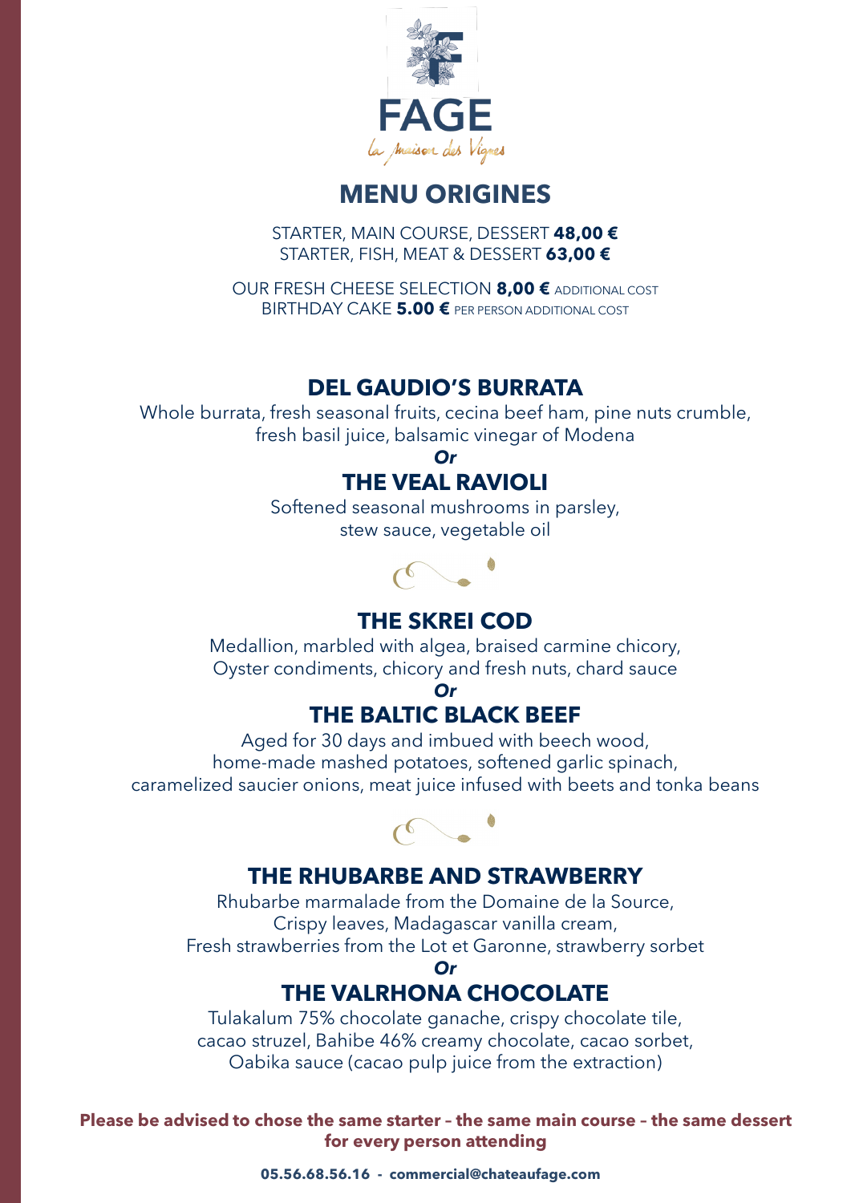FAGE

*la Maison des Vignes*

# MENU ORIGINES

STARTER, MAIN COURSE, DESSERT **48,00 €**
STARTER, FISH, MEAT & DESSERT **63,00 €**

OUR FRESH CHEESE SELECTION **8,00 €** ADDITIONAL COST
BIRTHDAY CAKE **5.00 €** PER PERSON ADDITIONAL COST

## DEL GAUDIO'S BURRATA

Whole burrata, fresh seasonal fruits, cecina beef ham, pine nuts crumble, fresh basil juice, balsamic vinegar of Modena

***Or***

## THE VEAL RAVIOLI

Softened seasonal mushrooms in parsley, stew sauce, vegetable oil

## THE SKREI COD

Medallion, marbled with algea, braised carmine chicory, Oyster condiments, chicory and fresh nuts, chard sauce

***Or***

## THE BALTIC BLACK BEEF

Aged for 30 days and imbued with beech wood, home-made mashed potatoes, softened garlic spinach, caramelized saucier onions, meat juice infused with beets and tonka beans

## THE RHUBARBE AND STRAWBERRY

Rhubarbe marmalade from the Domaine de la Source, Crispy leaves, Madagascar vanilla cream, Fresh strawberries from the Lot et Garonne, strawberry sorbet

***Or***

## THE VALRHONA CHOCOLATE

Tulakalum 75% chocolate ganache, crispy chocolate tile, cacao struzel, Bahibe 46% creamy chocolate, cacao sorbet, Oabika sauce (cacao pulp juice from the extraction)

**Please be advised to chose the same starter – the same main course – the same dessert for every person attending**

**05.56.68.56.16 - commercial@chateaufage.com**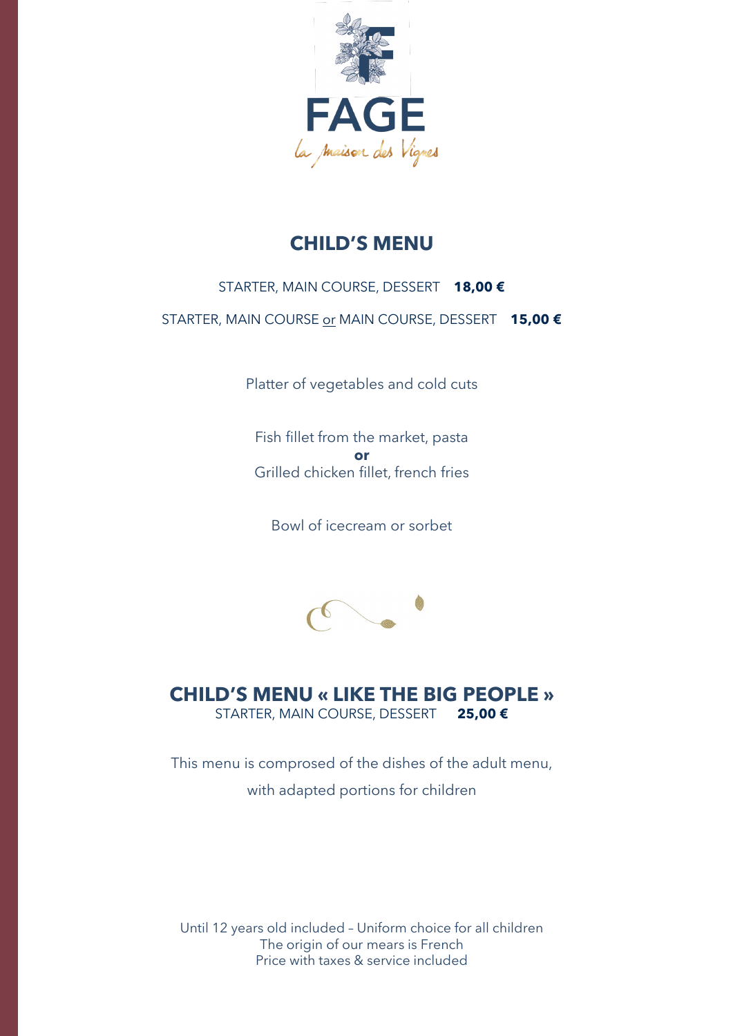FAGE

*la maison des Vignes*

# CHILD'S MENU

STARTER, MAIN COURSE, DESSERT **18,00 €**

STARTER, MAIN COURSE or MAIN COURSE, DESSERT **15,00 €**

Platter of vegetables and cold cuts

Fish fillet from the market, pasta
**or**
Grilled chicken fillet, french fries

Bowl of icecream or sorbet

# CHILD'S MENU « LIKE THE BIG PEOPLE »

STARTER, MAIN COURSE, DESSERT **25,00 €**

This menu is comprosed of the dishes of the adult menu,

with adapted portions for children

Until 12 years old included – Uniform choice for all children
The origin of our mears is French
Price with taxes & service included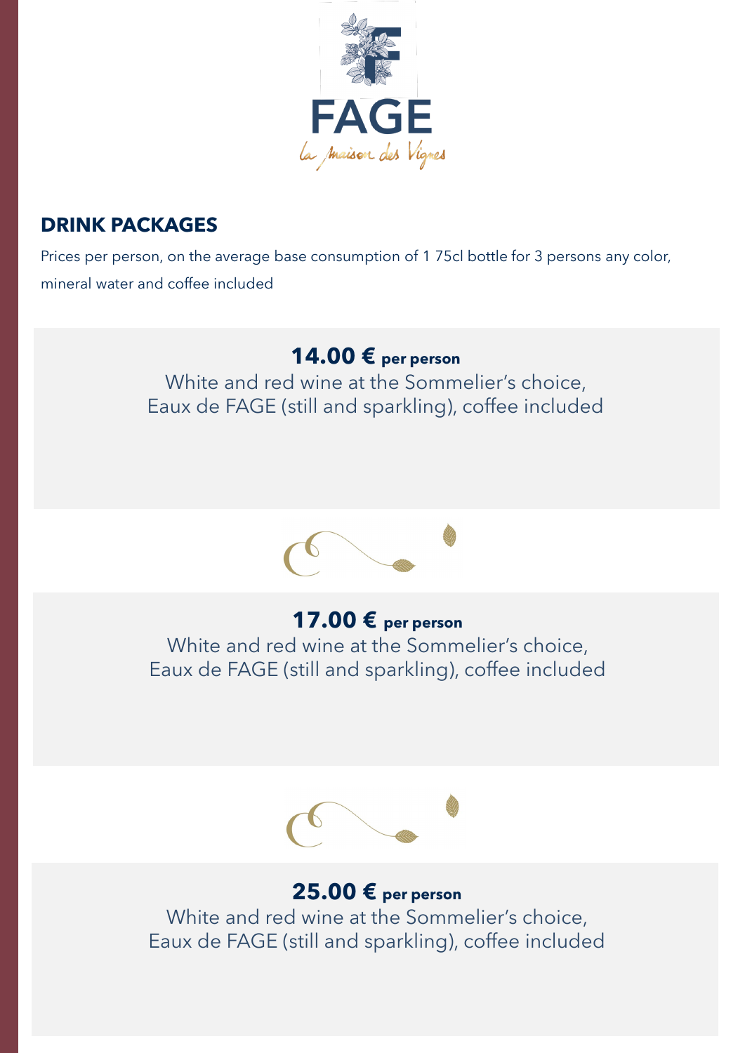FAGE

*la maison des Vignes*

## DRINK PACKAGES

Prices per person, on the average base consumption of 1 75cl bottle for 3 persons any color, mineral water and coffee included

**14.00 € per person**

White and red wine at the Sommelier's choice,
Eaux de FAGE (still and sparkling), coffee included

**17.00 € per person**

White and red wine at the Sommelier's choice,
Eaux de FAGE (still and sparkling), coffee included

**25.00 € per person**

White and red wine at the Sommelier's choice,
Eaux de FAGE (still and sparkling), coffee included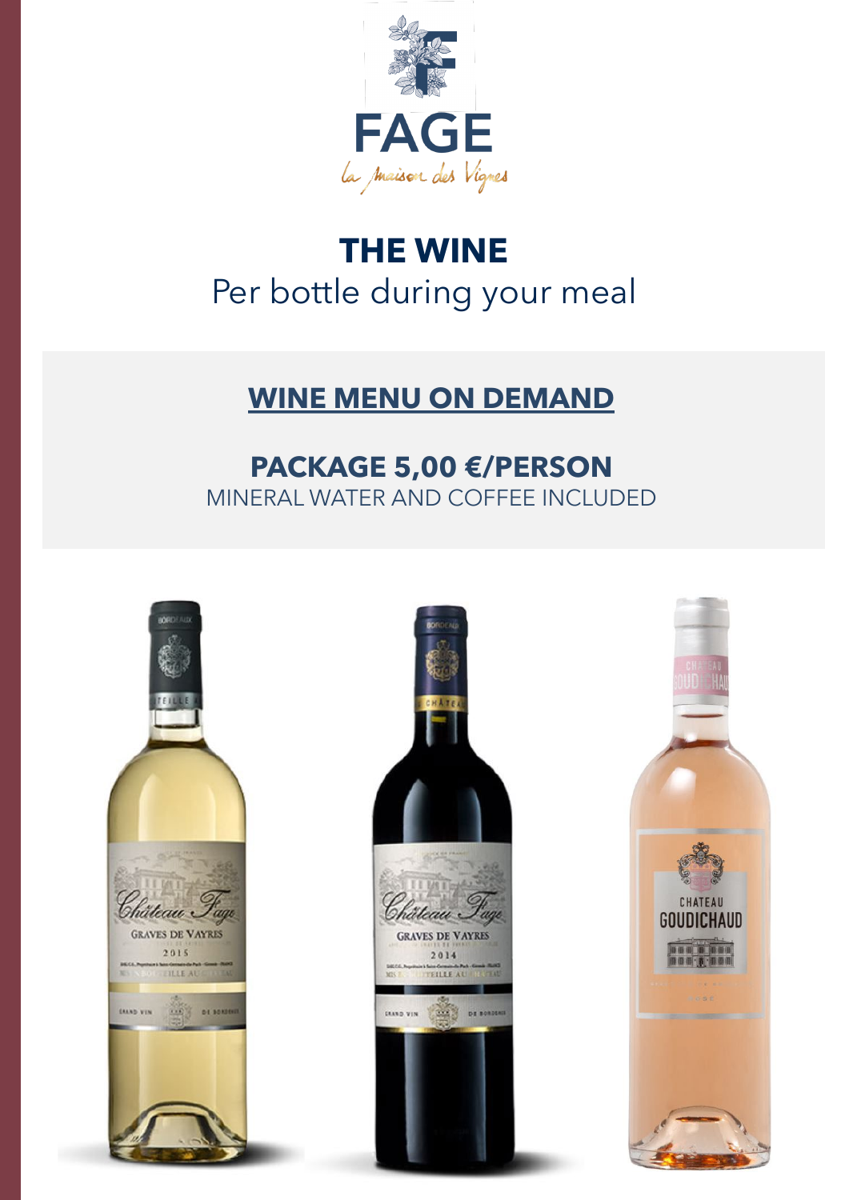FAGE

*la maison des Vignes*

# THE WINE

Per bottle during your meal

## WINE MENU ON DEMAND

**PACKAGE 5,00 €/PERSON**

MINERAL WATER AND COFFEE INCLUDED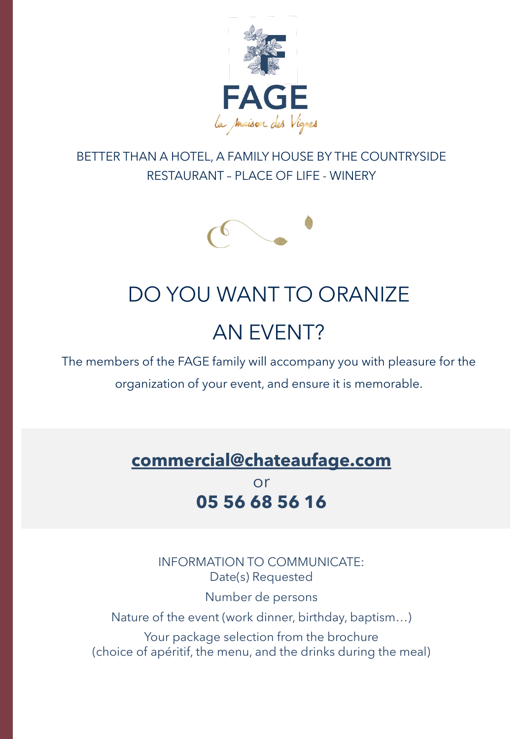FAGE

*la Maison des Vignes*

BETTER THAN A HOTEL, A FAMILY HOUSE BY THE COUNTRYSIDE
RESTAURANT – PLACE OF LIFE - WINERY

# DO YOU WANT TO ORANIZE AN EVENT?

The members of the FAGE family will accompany you with pleasure for the organization of your event, and ensure it is memorable.

**commercial@chateaufage.com**

or

**05 56 68 56 16**

INFORMATION TO COMMUNICATE:

Date(s) Requested

Number de persons

Nature of the event (work dinner, birthday, baptism…)

Your package selection from the brochure
(choice of apéritif, the menu, and the drinks during the meal)